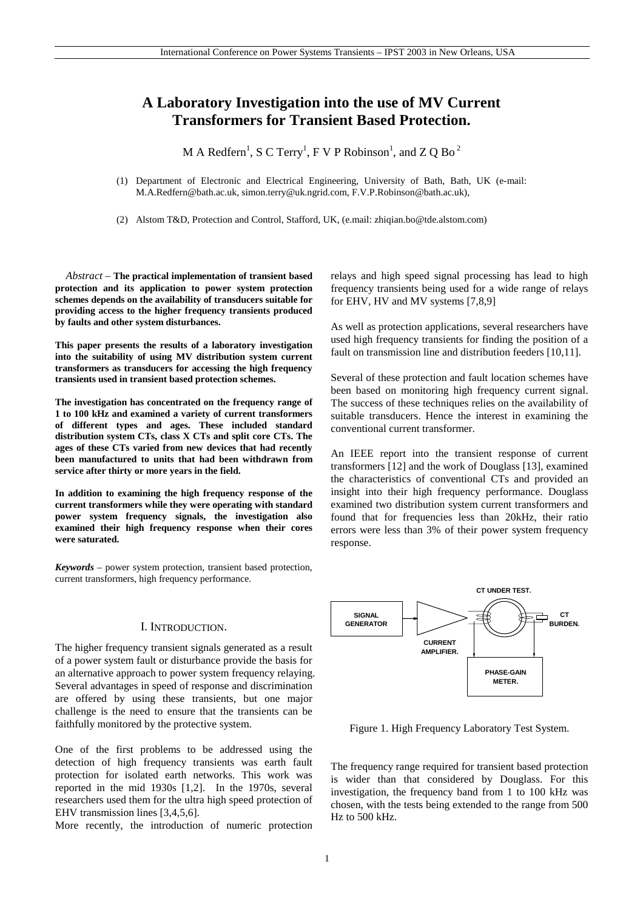# A Laboratory Investigation into the use of MV Current Transformers for Transient Based Protection.

M A Redfern[1], S C Terry[1], F V P Robinson[1], and Z Q Bo [2]

(1) Department of Electronic and Electrical Engineering, University of Bath, Bath, UK (e-mail: M.A.Redfern@bath.ac.uk, simon.terry@uk.ngrid.com, F.V.P.Robinson@bath.ac.uk),

(2) Alstom T&D, Protection and Control, Stafford, UK, (e.mail: zhiqian.bo@tde.alstom.com)

*Abstract* – **The practical implementation of transient based protection and its application to power system protection schemes depends on the availability of transducers suitable for providing access to the higher frequency transients produced by faults and other system disturbances.**

**This paper presents the results of a laboratory investigation into the suitability of using MV distribution system current transformers as transducers for accessing the high frequency transients used in transient based protection schemes.**

**The investigation has concentrated on the frequency range of 1 to 100 kHz and examined a variety of current transformers of different types and ages. These included standard distribution system CTs, class X CTs and split core CTs. The ages of these CTs varied from new devices that had recently been manufactured to units that had been withdrawn from service after thirty or more years in the field.**

**In addition to examining the high frequency response of the current transformers while they were operating with standard power system frequency signals, the investigation also examined their high frequency response when their cores were saturated.**

***Keywords*** – power system protection, transient based protection, current transformers, high frequency performance.

## I. Introduction.

The higher frequency transient signals generated as a result of a power system fault or disturbance provide the basis for an alternative approach to power system frequency relaying. Several advantages in speed of response and discrimination are offered by using these transients, but one major challenge is the need to ensure that the transients can be faithfully monitored by the protective system.

One of the first problems to be addressed using the detection of high frequency transients was earth fault protection for isolated earth networks. This work was reported in the mid 1930s [1,2]. In the 1970s, several researchers used them for the ultra high speed protection of EHV transmission lines [3,4,5,6].

More recently, the introduction of numeric protection relays and high speed signal processing has lead to high frequency transients being used for a wide range of relays for EHV, HV and MV systems [7,8,9]

As well as protection applications, several researchers have used high frequency transients for finding the position of a fault on transmission line and distribution feeders [10,11].

Several of these protection and fault location schemes have been based on monitoring high frequency current signal. The success of these techniques relies on the availability of suitable transducers. Hence the interest in examining the conventional current transformer.

An IEEE report into the transient response of current transformers [12] and the work of Douglass [13], examined the characteristics of conventional CTs and provided an insight into their high frequency performance. Douglass examined two distribution system current transformers and found that for frequencies less than 20kHz, their ratio errors were less than 3% of their power system frequency response.

CT UNDER TEST.

SIGNAL GENERATOR

CURRENT AMPLIFIER.

CT BURDEN.

PHASE-GAIN METER.

Figure 1. High Frequency Laboratory Test System.

The frequency range required for transient based protection is wider than that considered by Douglass. For this investigation, the frequency band from 1 to 100 kHz was chosen, with the tests being extended to the range from 500 Hz to 500 kHz.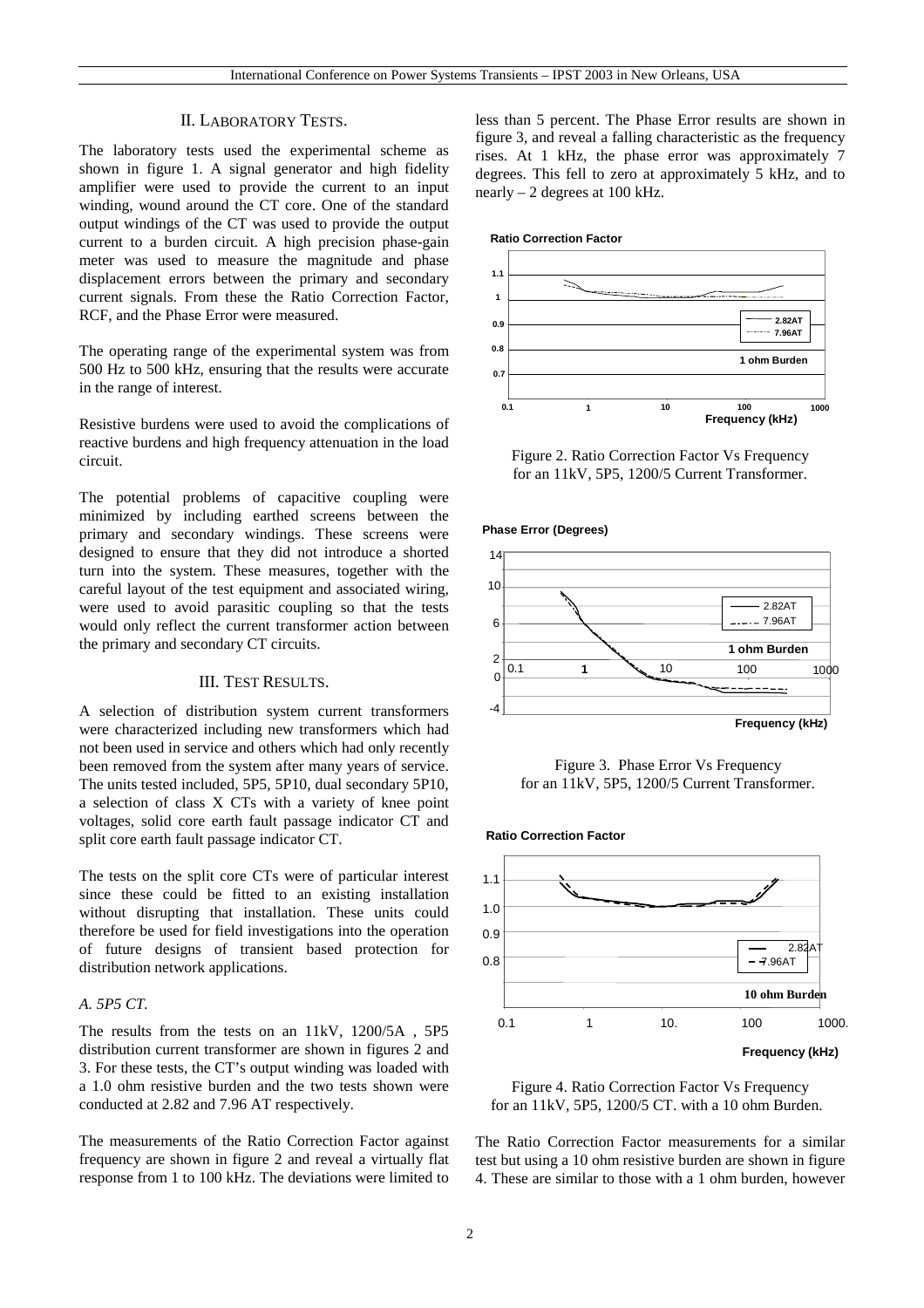## II. Laboratory Tests.

The laboratory tests used the experimental scheme as shown in figure 1. A signal generator and high fidelity amplifier were used to provide the current to an input winding, wound around the CT core. One of the standard output windings of the CT was used to provide the output current to a burden circuit. A high precision phase-gain meter was used to measure the magnitude and phase displacement errors between the primary and secondary current signals. From these the Ratio Correction Factor, RCF, and the Phase Error were measured.

The operating range of the experimental system was from 500 Hz to 500 kHz, ensuring that the results were accurate in the range of interest.

Resistive burdens were used to avoid the complications of reactive burdens and high frequency attenuation in the load circuit.

The potential problems of capacitive coupling were minimized by including earthed screens between the primary and secondary windings. These screens were designed to ensure that they did not introduce a shorted turn into the system. These measures, together with the careful layout of the test equipment and associated wiring, were used to avoid parasitic coupling so that the tests would only reflect the current transformer action between the primary and secondary CT circuits.

## III. Test Results.

A selection of distribution system current transformers were characterized including new transformers which had not been used in service and others which had only recently been removed from the system after many years of service. The units tested included, 5P5, 5P10, dual secondary 5P10, a selection of class X CTs with a variety of knee point voltages, solid core earth fault passage indicator CT and split core earth fault passage indicator CT.

The tests on the split core CTs were of particular interest since these could be fitted to an existing installation without disrupting that installation. These units could therefore be used for field investigations into the operation of future designs of transient based protection for distribution network applications.

### *A. 5P5 CT.*

The results from the tests on an 11kV, 1200/5A , 5P5 distribution current transformer are shown in figures 2 and 3. For these tests, the CT's output winding was loaded with a 1.0 ohm resistive burden and the two tests shown were conducted at 2.82 and 7.96 AT respectively.

The measurements of the Ratio Correction Factor against frequency are shown in figure 2 and reveal a virtually flat response from 1 to 100 kHz. The deviations were limited to less than 5 percent. The Phase Error results are shown in figure 3, and reveal a falling characteristic as the frequency rises. At 1 kHz, the phase error was approximately 7 degrees. This fell to zero at approximately 5 kHz, and to nearly – 2 degrees at 100 kHz.

Figure 2. Ratio Correction Factor Vs Frequency for an 11kV, 5P5, 1200/5 Current Transformer.

Figure 3. Phase Error Vs Frequency for an 11kV, 5P5, 1200/5 Current Transformer.

Figure 4. Ratio Correction Factor Vs Frequency for an 11kV, 5P5, 1200/5 CT. with a 10 ohm Burden.

The Ratio Correction Factor measurements for a similar test but using a 10 ohm resistive burden are shown in figure 4. These are similar to those with a 1 ohm burden, however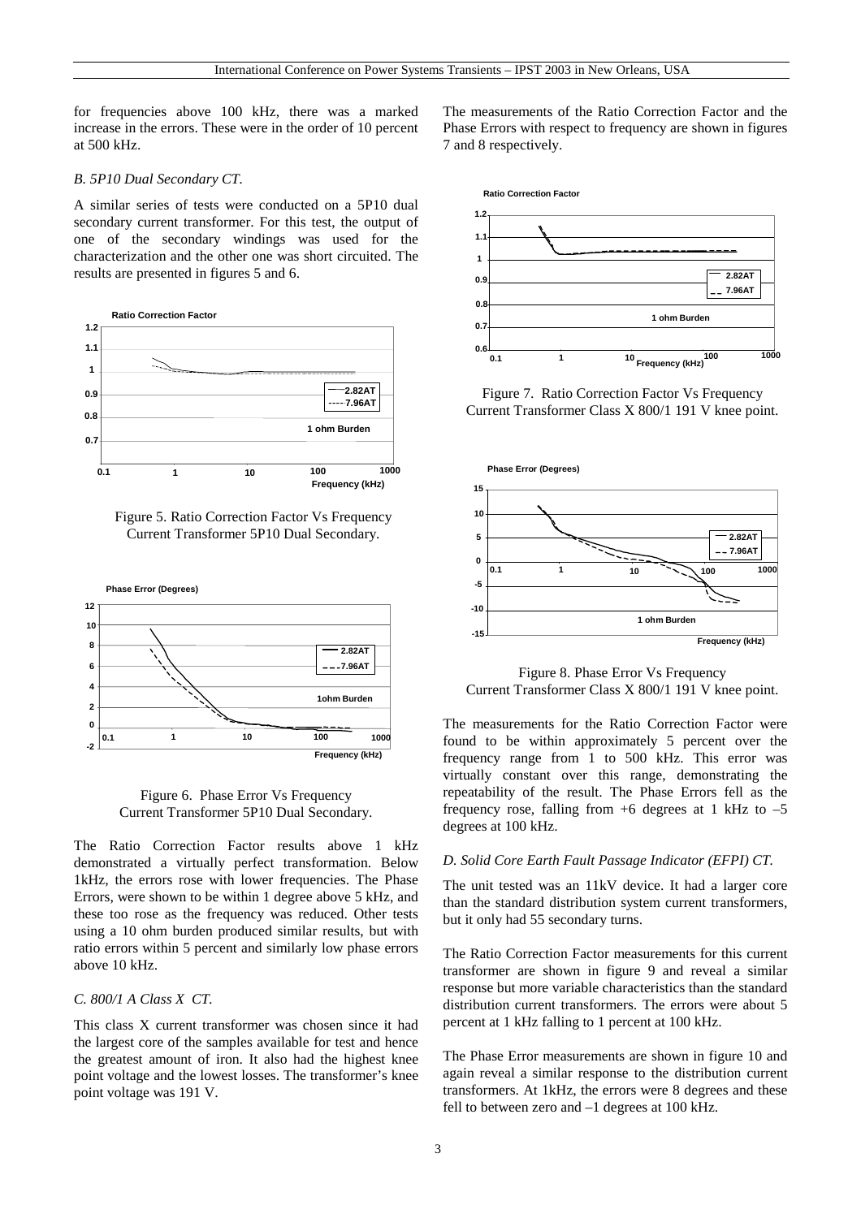for frequencies above 100 kHz, there was a marked increase in the errors. These were in the order of 10 percent at 500 kHz.

### *B. 5P10 Dual Secondary CT.*

A similar series of tests were conducted on a 5P10 dual secondary current transformer. For this test, the output of one of the secondary windings was used for the characterization and the other one was short circuited. The results are presented in figures 5 and 6.

Figure 5. Ratio Correction Factor Vs Frequency Current Transformer 5P10 Dual Secondary.

Figure 6. Phase Error Vs Frequency Current Transformer 5P10 Dual Secondary.

The Ratio Correction Factor results above 1 kHz demonstrated a virtually perfect transformation. Below 1kHz, the errors rose with lower frequencies. The Phase Errors, were shown to be within 1 degree above 5 kHz, and these too rose as the frequency was reduced. Other tests using a 10 ohm burden produced similar results, but with ratio errors within 5 percent and similarly low phase errors above 10 kHz.

### *C. 800/1 A Class X CT.*

This class X current transformer was chosen since it had the largest core of the samples available for test and hence the greatest amount of iron. It also had the highest knee point voltage and the lowest losses. The transformer's knee point voltage was 191 V.

The measurements of the Ratio Correction Factor and the Phase Errors with respect to frequency are shown in figures 7 and 8 respectively.

Figure 7. Ratio Correction Factor Vs Frequency Current Transformer Class X 800/1 191 V knee point.

Figure 8. Phase Error Vs Frequency Current Transformer Class X 800/1 191 V knee point.

The measurements for the Ratio Correction Factor were found to be within approximately 5 percent over the frequency range from 1 to 500 kHz. This error was virtually constant over this range, demonstrating the repeatability of the result. The Phase Errors fell as the frequency rose, falling from +6 degrees at 1 kHz to –5 degrees at 100 kHz.

### *D. Solid Core Earth Fault Passage Indicator (EFPI) CT.*

The unit tested was an 11kV device. It had a larger core than the standard distribution system current transformers, but it only had 55 secondary turns.

The Ratio Correction Factor measurements for this current transformer are shown in figure 9 and reveal a similar response but more variable characteristics than the standard distribution current transformers. The errors were about 5 percent at 1 kHz falling to 1 percent at 100 kHz.

The Phase Error measurements are shown in figure 10 and again reveal a similar response to the distribution current transformers. At 1kHz, the errors were 8 degrees and these fell to between zero and –1 degrees at 100 kHz.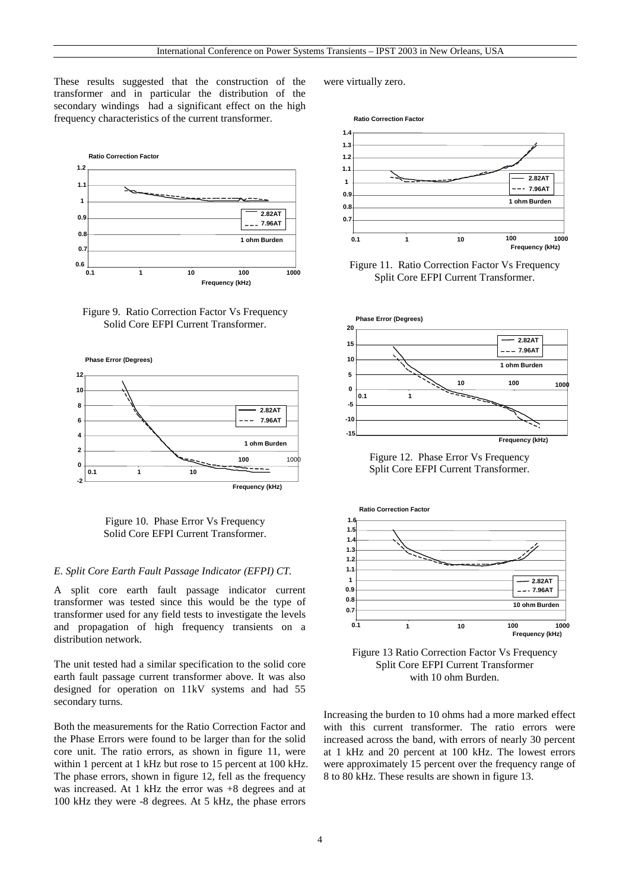These results suggested that the construction of the transformer and in particular the distribution of the secondary windings had a significant effect on the high frequency characteristics of the current transformer.

Figure 9. Ratio Correction Factor Vs Frequency Solid Core EFPI Current Transformer.

Figure 10. Phase Error Vs Frequency Solid Core EFPI Current Transformer.

*E. Split Core Earth Fault Passage Indicator (EFPI) CT.*

A split core earth fault passage indicator current transformer was tested since this would be the type of transformer used for any field tests to investigate the levels and propagation of high frequency transients on a distribution network.

The unit tested had a similar specification to the solid core earth fault passage current transformer above. It was also designed for operation on 11kV systems and had 55 secondary turns.

Both the measurements for the Ratio Correction Factor and the Phase Errors were found to be larger than for the solid core unit. The ratio errors, as shown in figure 11, were within 1 percent at 1 kHz but rose to 15 percent at 100 kHz. The phase errors, shown in figure 12, fell as the frequency was increased. At 1 kHz the error was +8 degrees and at 100 kHz they were -8 degrees. At 5 kHz, the phase errors were virtually zero.

Figure 11. Ratio Correction Factor Vs Frequency Split Core EFPI Current Transformer.

Figure 12. Phase Error Vs Frequency Split Core EFPI Current Transformer.

Figure 13 Ratio Correction Factor Vs Frequency Split Core EFPI Current Transformer with 10 ohm Burden.

Increasing the burden to 10 ohms had a more marked effect with this current transformer. The ratio errors were increased across the band, with errors of nearly 30 percent at 1 kHz and 20 percent at 100 kHz. The lowest errors were approximately 15 percent over the frequency range of 8 to 80 kHz. These results are shown in figure 13.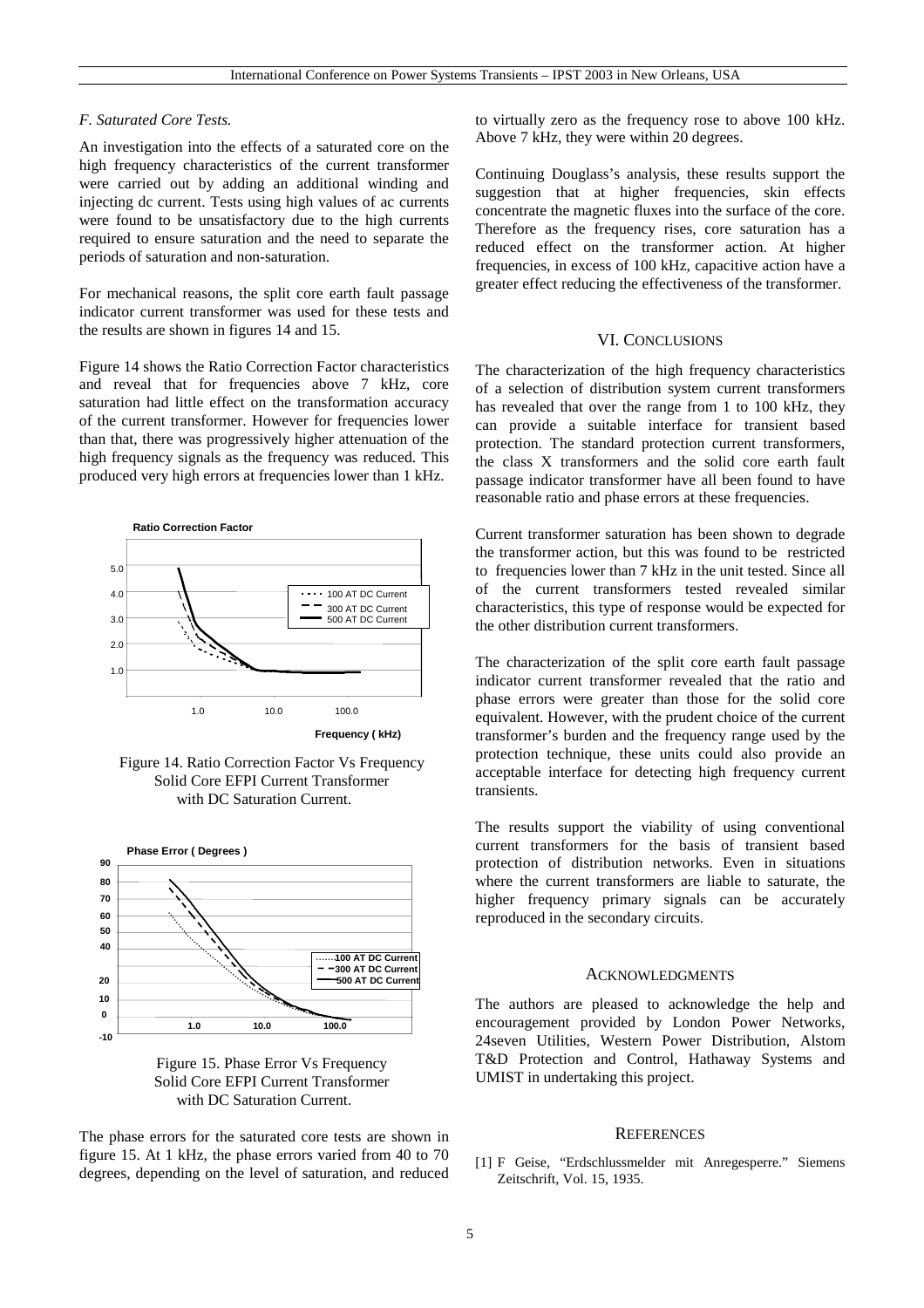*F. Saturated Core Tests.*

An investigation into the effects of a saturated core on the high frequency characteristics of the current transformer were carried out by adding an additional winding and injecting dc current. Tests using high values of ac currents were found to be unsatisfactory due to the high currents required to ensure saturation and the need to separate the periods of saturation and non-saturation.

For mechanical reasons, the split core earth fault passage indicator current transformer was used for these tests and the results are shown in figures 14 and 15.

Figure 14 shows the Ratio Correction Factor characteristics and reveal that for frequencies above 7 kHz, core saturation had little effect on the transformation accuracy of the current transformer. However for frequencies lower than that, there was progressively higher attenuation of the high frequency signals as the frequency was reduced. This produced very high errors at frequencies lower than 1 kHz.

Figure 14. Ratio Correction Factor Vs Frequency Solid Core EFPI Current Transformer with DC Saturation Current.

Figure 15. Phase Error Vs Frequency Solid Core EFPI Current Transformer with DC Saturation Current.

The phase errors for the saturated core tests are shown in figure 15. At 1 kHz, the phase errors varied from 40 to 70 degrees, depending on the level of saturation, and reduced to virtually zero as the frequency rose to above 100 kHz. Above 7 kHz, they were within 20 degrees.

Continuing Douglass's analysis, these results support the suggestion that at higher frequencies, skin effects concentrate the magnetic fluxes into the surface of the core. Therefore as the frequency rises, core saturation has a reduced effect on the transformer action. At higher frequencies, in excess of 100 kHz, capacitive action have a greater effect reducing the effectiveness of the transformer.

## VI. Conclusions

The characterization of the high frequency characteristics of a selection of distribution system current transformers has revealed that over the range from 1 to 100 kHz, they can provide a suitable interface for transient based protection. The standard protection current transformers, the class X transformers and the solid core earth fault passage indicator transformer have all been found to have reasonable ratio and phase errors at these frequencies.

Current transformer saturation has been shown to degrade the transformer action, but this was found to be restricted to frequencies lower than 7 kHz in the unit tested. Since all of the current transformers tested revealed similar characteristics, this type of response would be expected for the other distribution current transformers.

The characterization of the split core earth fault passage indicator current transformer revealed that the ratio and phase errors were greater than those for the solid core equivalent. However, with the prudent choice of the current transformer's burden and the frequency range used by the protection technique, these units could also provide an acceptable interface for detecting high frequency current transients.

The results support the viability of using conventional current transformers for the basis of transient based protection of distribution networks. Even in situations where the current transformers are liable to saturate, the higher frequency primary signals can be accurately reproduced in the secondary circuits.

## Acknowledgments

The authors are pleased to acknowledge the help and encouragement provided by London Power Networks, 24seven Utilities, Western Power Distribution, Alstom T&D Protection and Control, Hathaway Systems and UMIST in undertaking this project.

## References

[1] F Geise, "Erdschlussmelder mit Anregesperre." Siemens Zeitschrift, Vol. 15, 1935.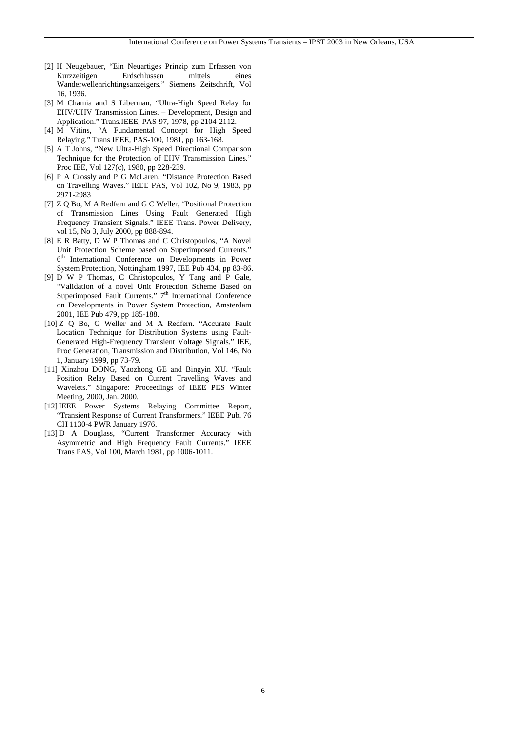[2] H Neugebauer, "Ein Neuartiges Prinzip zum Erfassen von Kurzzeitigen Erdschlussen mittels eines Wanderwellenrichtingsanzeigers." Siemens Zeitschrift, Vol 16, 1936.

[3] M Chamia and S Liberman, "Ultra-High Speed Relay for EHV/UHV Transmission Lines. – Development, Design and Application." Trans.IEEE, PAS-97, 1978, pp 2104-2112.

[4] M Vitins, "A Fundamental Concept for High Speed Relaying." Trans IEEE, PAS-100, 1981, pp 163-168.

[5] A T Johns, "New Ultra-High Speed Directional Comparison Technique for the Protection of EHV Transmission Lines." Proc IEE, Vol 127(c), 1980, pp 228-239.

[6] P A Crossly and P G McLaren. "Distance Protection Based on Travelling Waves." IEEE PAS, Vol 102, No 9, 1983, pp 2971-2983

[7] Z Q Bo, M A Redfern and G C Weller, "Positional Protection of Transmission Lines Using Fault Generated High Frequency Transient Signals." IEEE Trans. Power Delivery, vol 15, No 3, July 2000, pp 888-894.

[8] E R Batty, D W P Thomas and C Christopoulos, "A Novel Unit Protection Scheme based on Superimposed Currents." 6th International Conference on Developments in Power System Protection, Nottingham 1997, IEE Pub 434, pp 83-86.

[9] D W P Thomas, C Christopoulos, Y Tang and P Gale, "Validation of a novel Unit Protection Scheme Based on Superimposed Fault Currents." 7th International Conference on Developments in Power System Protection, Amsterdam 2001, IEE Pub 479, pp 185-188.

[10] Z Q Bo, G Weller and M A Redfern. "Accurate Fault Location Technique for Distribution Systems using Fault-Generated High-Frequency Transient Voltage Signals." IEE, Proc Generation, Transmission and Distribution, Vol 146, No 1, January 1999, pp 73-79.

[11] Xinzhou DONG, Yaozhong GE and Bingyin XU. "Fault Position Relay Based on Current Travelling Waves and Wavelets." Singapore: Proceedings of IEEE PES Winter Meeting, 2000, Jan. 2000.

[12] IEEE Power Systems Relaying Committee Report, "Transient Response of Current Transformers." IEEE Pub. 76 CH 1130-4 PWR January 1976.

[13] D A Douglass, "Current Transformer Accuracy with Asymmetric and High Frequency Fault Currents." IEEE Trans PAS, Vol 100, March 1981, pp 1006-1011.